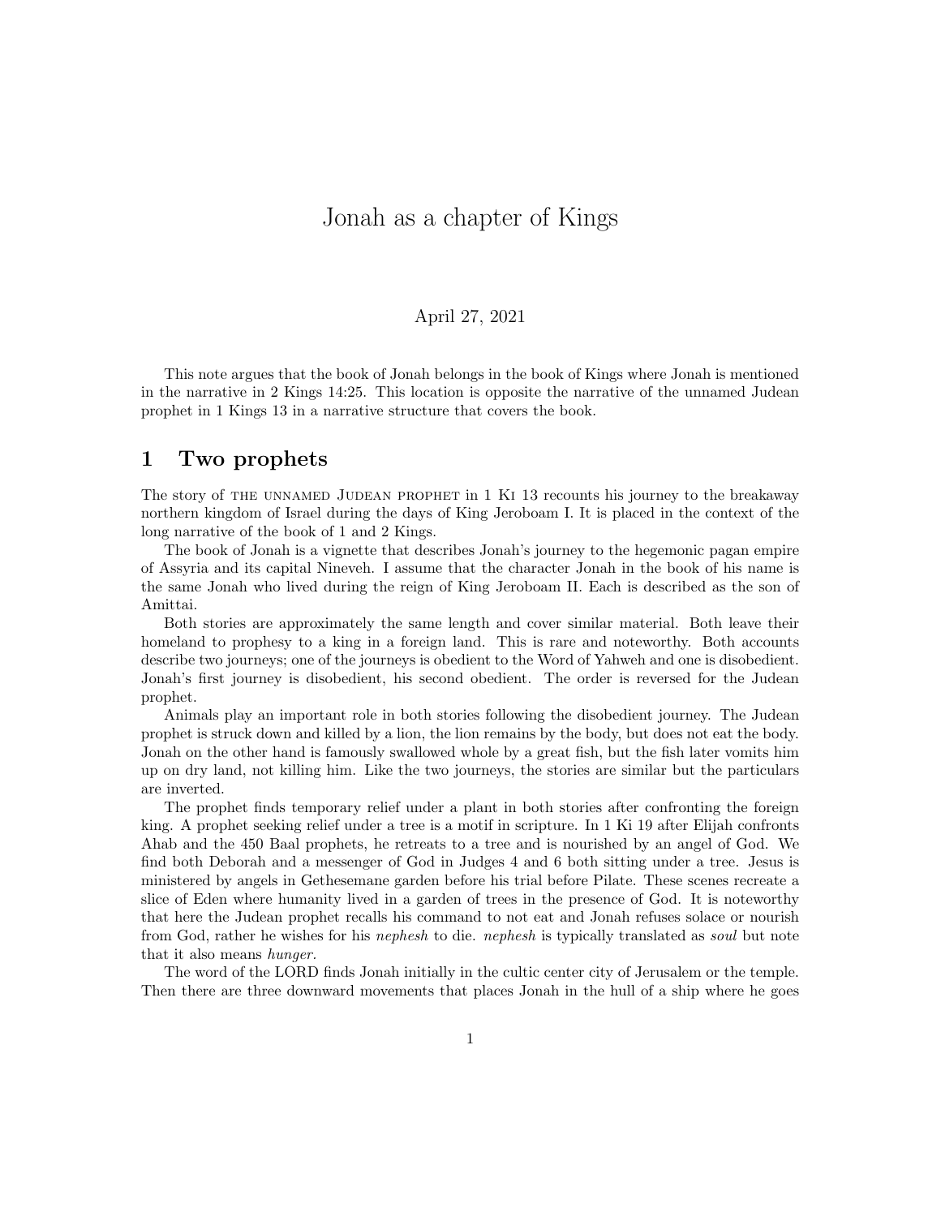# Jonah as a chapter of Kings

April 27, 2021

This note argues that the book of Jonah belongs in the book of Kings where Jonah is mentioned in the narrative in 2 Kings 14:25. This location is opposite the narrative of the unnamed Judean prophet in 1 Kings 13 in a narrative structure that covers the book.

## 1 Two prophets

The story of THE UNNAMED JUDEAN PROPHET in 1 KI 13 recounts his journey to the breakaway northern kingdom of Israel during the days of King Jeroboam I. It is placed in the context of the long narrative of the book of 1 and 2 Kings.

The book of Jonah is a vignette that describes Jonah's journey to the hegemonic pagan empire of Assyria and its capital Nineveh. I assume that the character Jonah in the book of his name is the same Jonah who lived during the reign of King Jeroboam II. Each is described as the son of Amittai.

Both stories are approximately the same length and cover similar material. Both leave their homeland to prophesy to a king in a foreign land. This is rare and noteworthy. Both accounts describe two journeys; one of the journeys is obedient to the Word of Yahweh and one is disobedient. Jonah's first journey is disobedient, his second obedient. The order is reversed for the Judean prophet.

Animals play an important role in both stories following the disobedient journey. The Judean prophet is struck down and killed by a lion, the lion remains by the body, but does not eat the body. Jonah on the other hand is famously swallowed whole by a great fish, but the fish later vomits him up on dry land, not killing him. Like the two journeys, the stories are similar but the particulars are inverted.

The prophet finds temporary relief under a plant in both stories after confronting the foreign king. A prophet seeking relief under a tree is a motif in scripture. In 1 Ki 19 after Elijah confronts Ahab and the 450 Baal prophets, he retreats to a tree and is nourished by an angel of God. We find both Deborah and a messenger of God in Judges 4 and 6 both sitting under a tree. Jesus is ministered by angels in Gethesemane garden before his trial before Pilate. These scenes recreate a slice of Eden where humanity lived in a garden of trees in the presence of God. It is noteworthy that here the Judean prophet recalls his command to not eat and Jonah refuses solace or nourish from God, rather he wishes for his *nephesh* to die. *nephesh* is typically translated as *soul* but note that it also means *hunger*.

The word of the LORD finds Jonah initially in the cultic center city of Jerusalem or the temple. Then there are three downward movements that places Jonah in the hull of a ship where he goes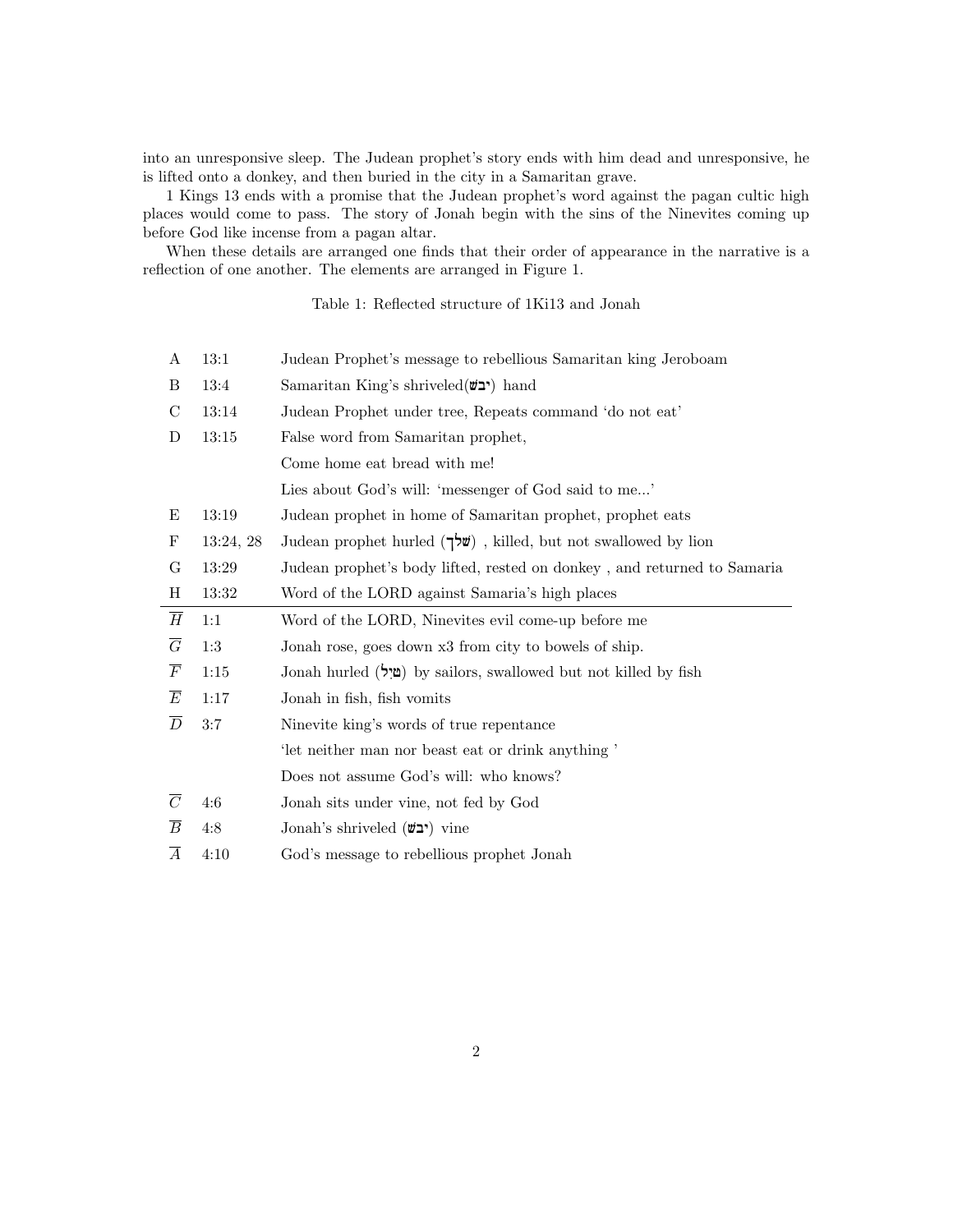into an unresponsive sleep. The Judean prophet's story ends with him dead and unresponsive, he is lifted onto a donkey, and then buried in the city in a Samaritan grave.

1 Kings 13 ends with a promise that the Judean prophet's word against the pagan cultic high places would come to pass. The story of Jonah begin with the sins of the Ninevites coming up before God like incense from a pagan altar.

When these details are arranged one finds that their order of appearance in the narrative is a reflection of one another. The elements are arranged in Figure 1.

Table 1: Reflected structure of 1Ki13 and Jonah

| | | |
|---|---|---|
| A | 13:1 | Judean Prophet's message to rebellious Samaritan king Jeroboam |
| B | 13:4 | Samaritan King's shriveled(יבש) hand |
| C | 13:14 | Judean Prophet under tree, Repeats command 'do not eat' |
| D | 13:15 | False word from Samaritan prophet, |
| | | Come home eat bread with me! |
| | | Lies about God's will: 'messenger of God said to me...' |
| E | 13:19 | Judean prophet in home of Samaritan prophet, prophet eats |
| F | 13:24, 28 | Judean prophet hurled (שׁלך) , killed, but not swallowed by lion |
| G | 13:29 | Judean prophet's body lifted, rested on donkey , and returned to Samaria |
| H | 13:32 | Word of the LORD against Samaria's high places |
| $\overline{H}$ | 1:1 | Word of the LORD, Ninevites evil come-up before me |
| $\overline{G}$ | 1:3 | Jonah rose, goes down x3 from city to bowels of ship. |
| $\overline{F}$ | 1:15 | Jonah hurled (טִיל) by sailors, swallowed but not killed by fish |
| $\overline{E}$ | 1:17 | Jonah in fish, fish vomits |
| $\overline{D}$ | 3:7 | Ninevite king's words of true repentance |
| | | 'let neither man nor beast eat or drink anything ' |
| | | Does not assume God's will: who knows? |
| $\overline{C}$ | 4:6 | Jonah sits under vine, not fed by God |
| $\overline{B}$ | 4:8 | Jonah's shriveled (יבשׁ) vine |
| $\overline{A}$ | 4:10 | God's message to rebellious prophet Jonah |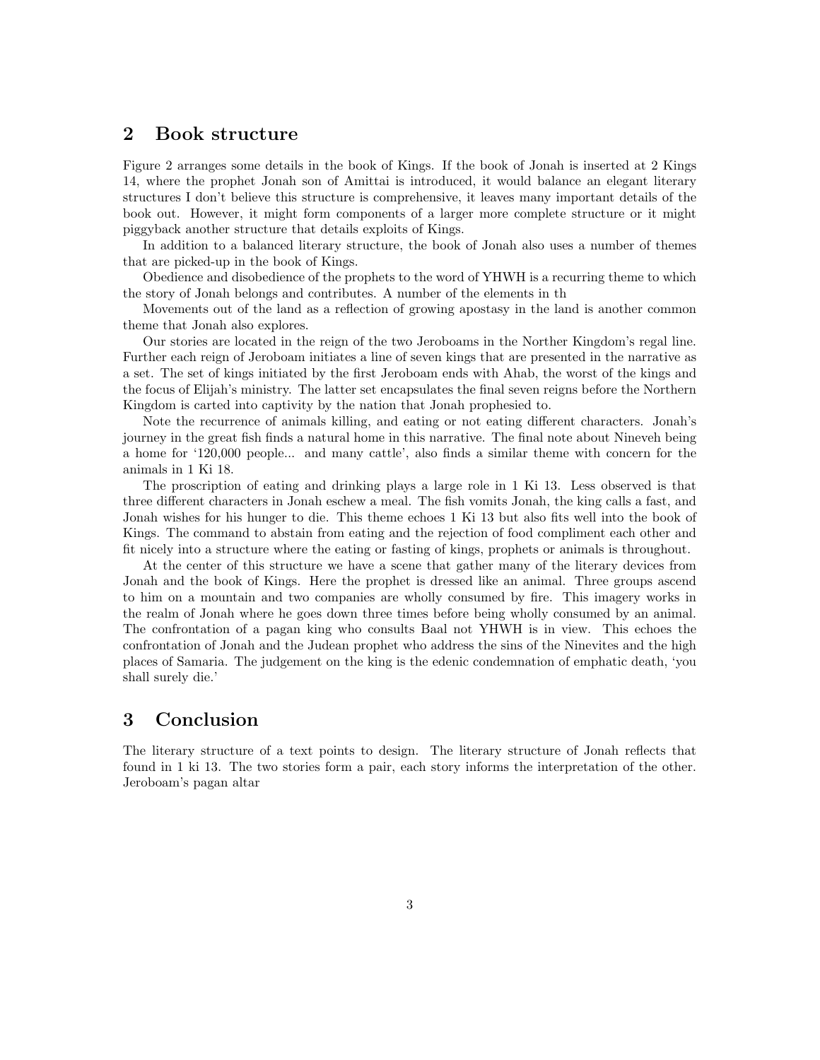## 2 Book structure

Figure 2 arranges some details in the book of Kings. If the book of Jonah is inserted at 2 Kings 14, where the prophet Jonah son of Amittai is introduced, it would balance an elegant literary structures I don't believe this structure is comprehensive, it leaves many important details of the book out. However, it might form components of a larger more complete structure or it might piggyback another structure that details exploits of Kings.

In addition to a balanced literary structure, the book of Jonah also uses a number of themes that are picked-up in the book of Kings.

Obedience and disobedience of the prophets to the word of YHWH is a recurring theme to which the story of Jonah belongs and contributes. A number of the elements in th

Movements out of the land as a reflection of growing apostasy in the land is another common theme that Jonah also explores.

Our stories are located in the reign of the two Jeroboams in the Norther Kingdom's regal line. Further each reign of Jeroboam initiates a line of seven kings that are presented in the narrative as a set. The set of kings initiated by the first Jeroboam ends with Ahab, the worst of the kings and the focus of Elijah's ministry. The latter set encapsulates the final seven reigns before the Northern Kingdom is carted into captivity by the nation that Jonah prophesied to.

Note the recurrence of animals killing, and eating or not eating different characters. Jonah's journey in the great fish finds a natural home in this narrative. The final note about Nineveh being a home for '120,000 people... and many cattle', also finds a similar theme with concern for the animals in 1 Ki 18.

The proscription of eating and drinking plays a large role in 1 Ki 13. Less observed is that three different characters in Jonah eschew a meal. The fish vomits Jonah, the king calls a fast, and Jonah wishes for his hunger to die. This theme echoes 1 Ki 13 but also fits well into the book of Kings. The command to abstain from eating and the rejection of food compliment each other and fit nicely into a structure where the eating or fasting of kings, prophets or animals is throughout.

At the center of this structure we have a scene that gather many of the literary devices from Jonah and the book of Kings. Here the prophet is dressed like an animal. Three groups ascend to him on a mountain and two companies are wholly consumed by fire. This imagery works in the realm of Jonah where he goes down three times before being wholly consumed by an animal. The confrontation of a pagan king who consults Baal not YHWH is in view. This echoes the confrontation of Jonah and the Judean prophet who address the sins of the Ninevites and the high places of Samaria. The judgement on the king is the edenic condemnation of emphatic death, 'you shall surely die.'

## 3 Conclusion

The literary structure of a text points to design. The literary structure of Jonah reflects that found in 1 ki 13. The two stories form a pair, each story informs the interpretation of the other. Jeroboam's pagan altar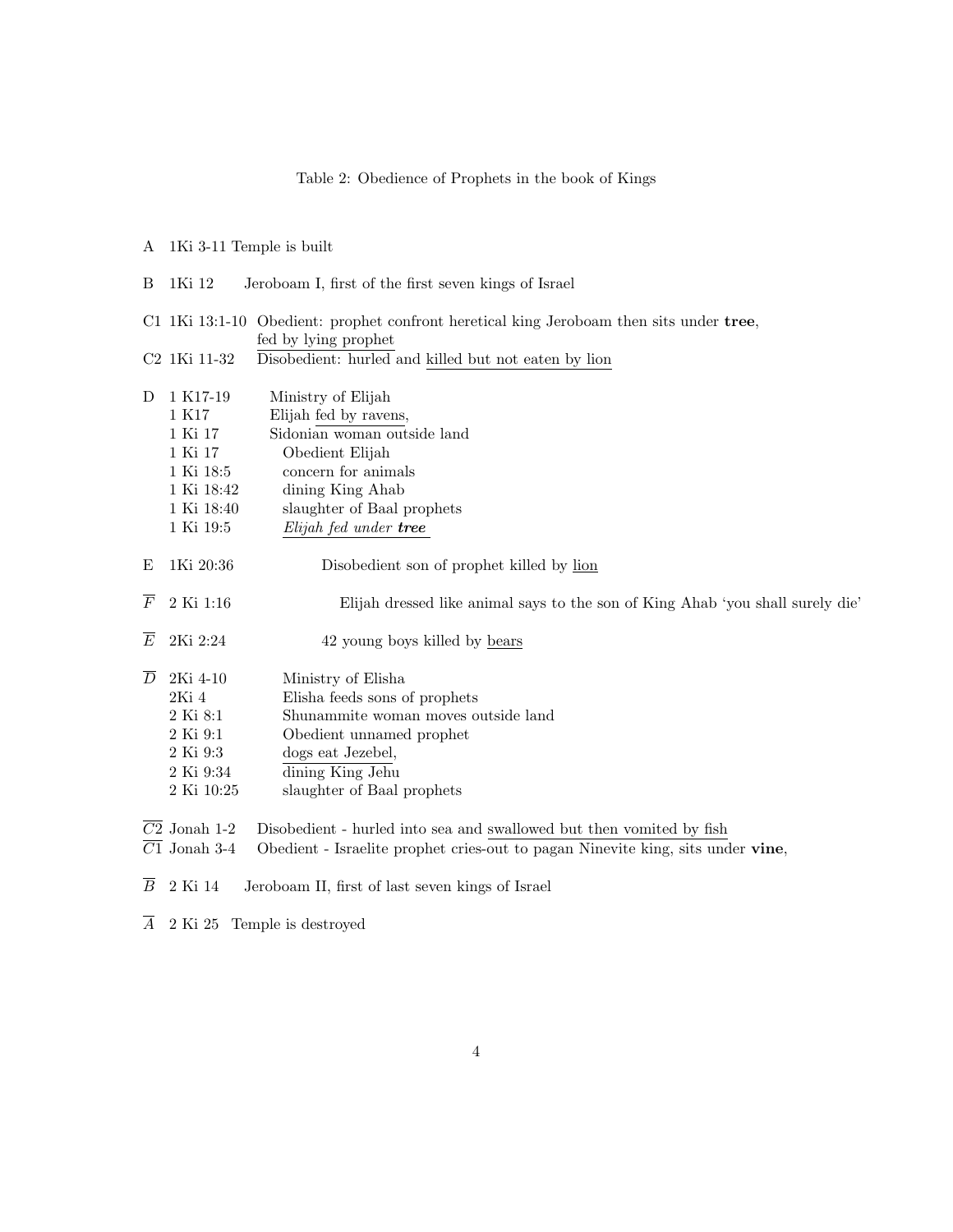Table 2: Obedience of Prophets in the book of Kings

| | | |
|---|---|---|
| A | 1Ki 3-11 | Temple is built |
| B | 1Ki 12 | Jeroboam I, first of the first seven kings of Israel |
| C1 | 1Ki 13:1-10 | Obedient: prophet confront heretical king Jeroboam then sits under **tree**, fed by lying prophet |
| C2 | 1Ki 11-32 | Disobedient: hurled and killed but not eaten by lion |
| D | 1 K17-19 | Ministry of Elijah |
| | 1 K17 | Elijah fed by ravens, |
| | 1 Ki 17 | Sidonian woman outside land |
| | 1 Ki 17 | Obedient Elijah |
| | 1 Ki 18:5 | concern for animals |
| | 1 Ki 18:42 | dining King Ahab |
| | 1 Ki 18:40 | slaughter of Baal prophets |
| | 1 Ki 19:5 | *Elijah fed under* ***tree*** |
| E | 1Ki 20:36 | Disobedient son of prophet killed by lion |
| $\overline{F}$ | 2 Ki 1:16 | Elijah dressed like animal says to the son of King Ahab 'you shall surely die' |
| $\overline{E}$ | 2Ki 2:24 | 42 young boys killed by bears |
| $\overline{D}$ | 2Ki 4-10 | Ministry of Elisha |
| | 2Ki 4 | Elisha feeds sons of prophets |
| | 2 Ki 8:1 | Shunammite woman moves outside land |
| | 2 Ki 9:1 | Obedient unnamed prophet |
| | 2 Ki 9:3 | dogs eat Jezebel, |
| | 2 Ki 9:34 | dining King Jehu |
| | 2 Ki 10:25 | slaughter of Baal prophets |
| $\overline{C2}$ | Jonah 1-2 | Disobedient - hurled into sea and swallowed but then vomited by fish |
| $\overline{C1}$ | Jonah 3-4 | Obedient - Israelite prophet cries-out to pagan Ninevite king, sits under **vine**, |
| $\overline{B}$ | 2 Ki 14 | Jeroboam II, first of last seven kings of Israel |
| $\overline{A}$ | 2 Ki 25 | Temple is destroyed |